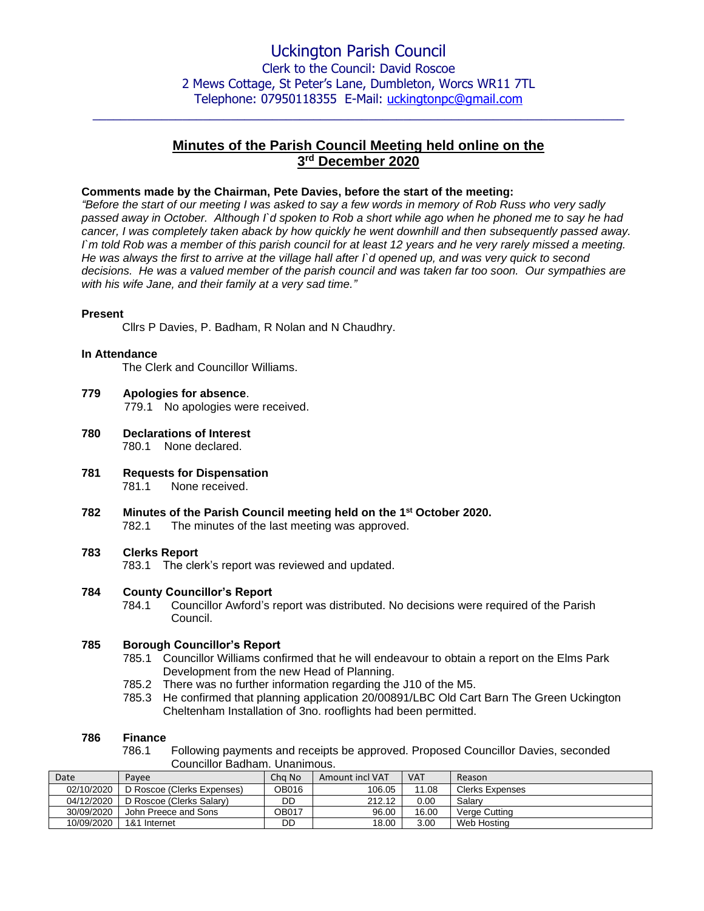# Uckington Parish Council

Clerk to the Council: David Roscoe
2 Mews Cottage, St Peter's Lane, Dumbleton, Worcs WR11 7TL
Telephone: 07950118355 E-Mail: uckingtonpc@gmail.com

---

## Minutes of the Parish Council Meeting held online on the 3rd December 2020

**Comments made by the Chairman, Pete Davies, before the start of the meeting:**

*"Before the start of our meeting I was asked to say a few words in memory of Rob Russ who very sadly passed away in October. Although I`d spoken to Rob a short while ago when he phoned me to say he had cancer, I was completely taken aback by how quickly he went downhill and then subsequently passed away. I`m told Rob was a member of this parish council for at least 12 years and he very rarely missed a meeting. He was always the first to arrive at the village hall after I`d opened up, and was very quick to second decisions. He was a valued member of the parish council and was taken far too soon. Our sympathies are with his wife Jane, and their family at a very sad time."*

**Present**

Cllrs P Davies, P. Badham, R Nolan and N Chaudhry.

**In Attendance**

The Clerk and Councillor Williams.

**779 Apologies for absence**.

779.1 No apologies were received.

**780 Declarations of Interest**

780.1 None declared.

**781 Requests for Dispensation**

781.1 None received.

**782 Minutes of the Parish Council meeting held on the 1st October 2020.**

782.1 The minutes of the last meeting was approved.

**783 Clerks Report**

783.1 The clerk's report was reviewed and updated.

**784 County Councillor's Report**

784.1 Councillor Awford's report was distributed. No decisions were required of the Parish Council.

**785 Borough Councillor's Report**

785.1 Councillor Williams confirmed that he will endeavour to obtain a report on the Elms Park Development from the new Head of Planning.

785.2 There was no further information regarding the J10 of the M5.

785.3 He confirmed that planning application 20/00891/LBC Old Cart Barn The Green Uckington Cheltenham Installation of 3no. rooflights had been permitted.

**786 Finance**

786.1 Following payments and receipts be approved. Proposed Councillor Davies, seconded Councillor Badham. Unanimous.

| Date | Payee | Chq No | Amount incl VAT | VAT | Reason |
|---|---|---|---|---|---|
| 02/10/2020 | D Roscoe (Clerks Expenses) | OB016 | 106.05 | 11.08 | Clerks Expenses |
| 04/12/2020 | D Roscoe (Clerks Salary) | DD | 212.12 | 0.00 | Salary |
| 30/09/2020 | John Preece and Sons | OB017 | 96.00 | 16.00 | Verge Cutting |
| 10/09/2020 | 1&1 Internet | DD | 18.00 | 3.00 | Web Hosting |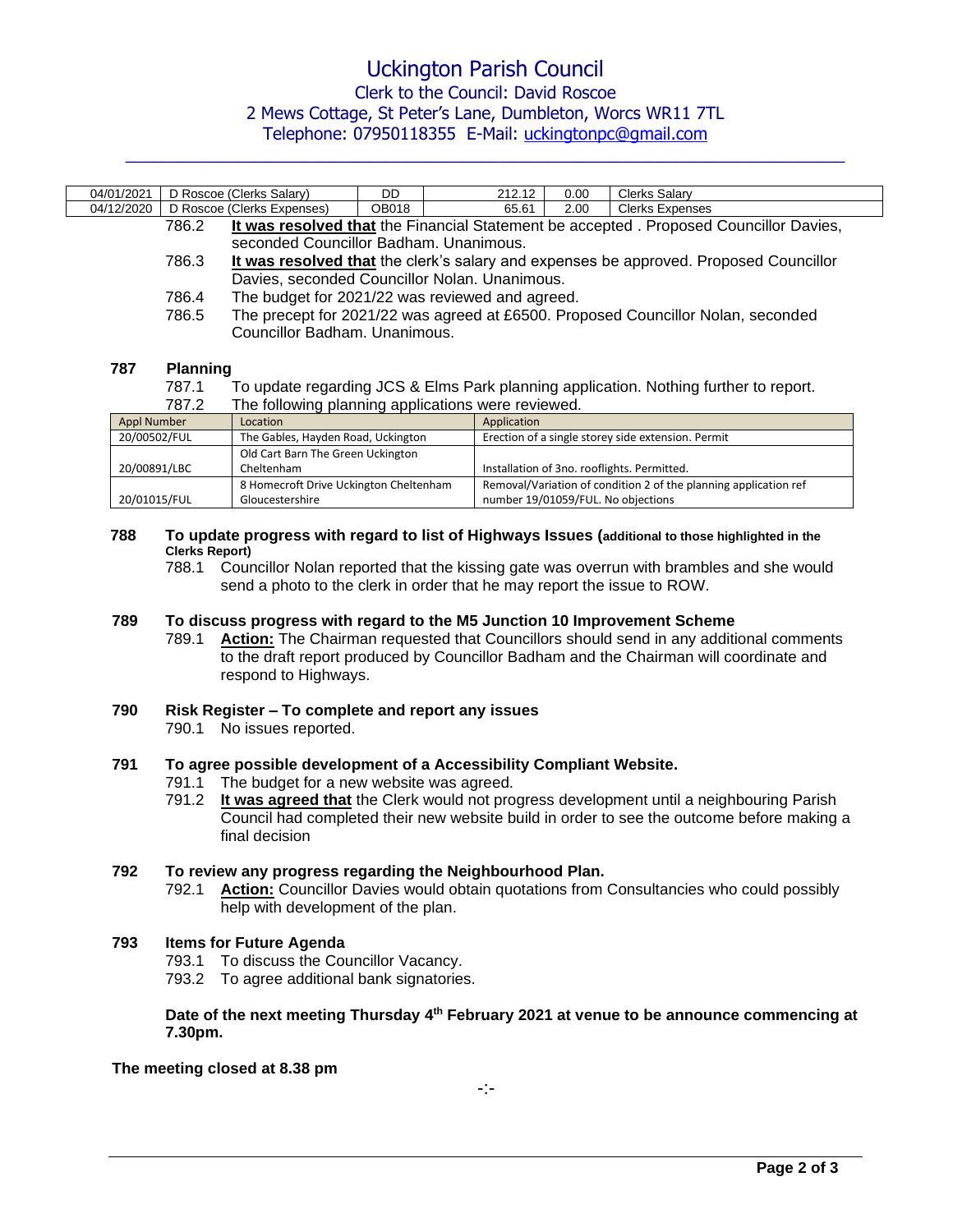# Uckington Parish Council

Clerk to the Council: David Roscoe
2 Mews Cottage, St Peter's Lane, Dumbleton, Worcs WR11 7TL
Telephone: 07950118355 E-Mail: uckingtonpc@gmail.com

| 04/01/2021 | D Roscoe (Clerks Salary) | DD | 212.12 | 0.00 | Clerks Salary |
|---|---|---|---|---|---|
| 04/12/2020 | D Roscoe (Clerks Expenses) | OB018 | 65.61 | 2.00 | Clerks Expenses |

786.2 **It was resolved that** the Financial Statement be accepted . Proposed Councillor Davies, seconded Councillor Badham. Unanimous.

786.3 **It was resolved that** the clerk's salary and expenses be approved. Proposed Councillor Davies, seconded Councillor Nolan. Unanimous.

786.4 The budget for 2021/22 was reviewed and agreed.

786.5 The precept for 2021/22 was agreed at £6500. Proposed Councillor Nolan, seconded Councillor Badham. Unanimous.

**787 Planning**

787.1 To update regarding JCS & Elms Park planning application. Nothing further to report.

787.2 The following planning applications were reviewed.

| Appl Number | Location | Application |
|---|---|---|
| 20/00502/FUL | The Gables, Hayden Road, Uckington | Erection of a single storey side extension. Permit |
| 20/00891/LBC | Old Cart Barn The Green Uckington Cheltenham | Installation of 3no. rooflights. Permitted. |
| 20/01015/FUL | 8 Homecroft Drive Uckington Cheltenham Gloucestershire | Removal/Variation of condition 2 of the planning application ref number 19/01059/FUL. No objections |

**788 To update progress with regard to list of Highways Issues (additional to those highlighted in the Clerks Report)**

788.1 Councillor Nolan reported that the kissing gate was overrun with brambles and she would send a photo to the clerk in order that he may report the issue to ROW.

**789 To discuss progress with regard to the M5 Junction 10 Improvement Scheme**

789.1 **Action:** The Chairman requested that Councillors should send in any additional comments to the draft report produced by Councillor Badham and the Chairman will coordinate and respond to Highways.

**790 Risk Register – To complete and report any issues**

790.1 No issues reported.

**791 To agree possible development of a Accessibility Compliant Website.**

791.1 The budget for a new website was agreed.

791.2 **It was agreed that** the Clerk would not progress development until a neighbouring Parish Council had completed their new website build in order to see the outcome before making a final decision

**792 To review any progress regarding the Neighbourhood Plan.**

792.1 **Action:** Councillor Davies would obtain quotations from Consultancies who could possibly help with development of the plan.

**793 Items for Future Agenda**

793.1 To discuss the Councillor Vacancy.

793.2 To agree additional bank signatories.

**Date of the next meeting Thursday 4th February 2021 at venue to be announce commencing at 7.30pm.**

**The meeting closed at 8.38 pm**

-:-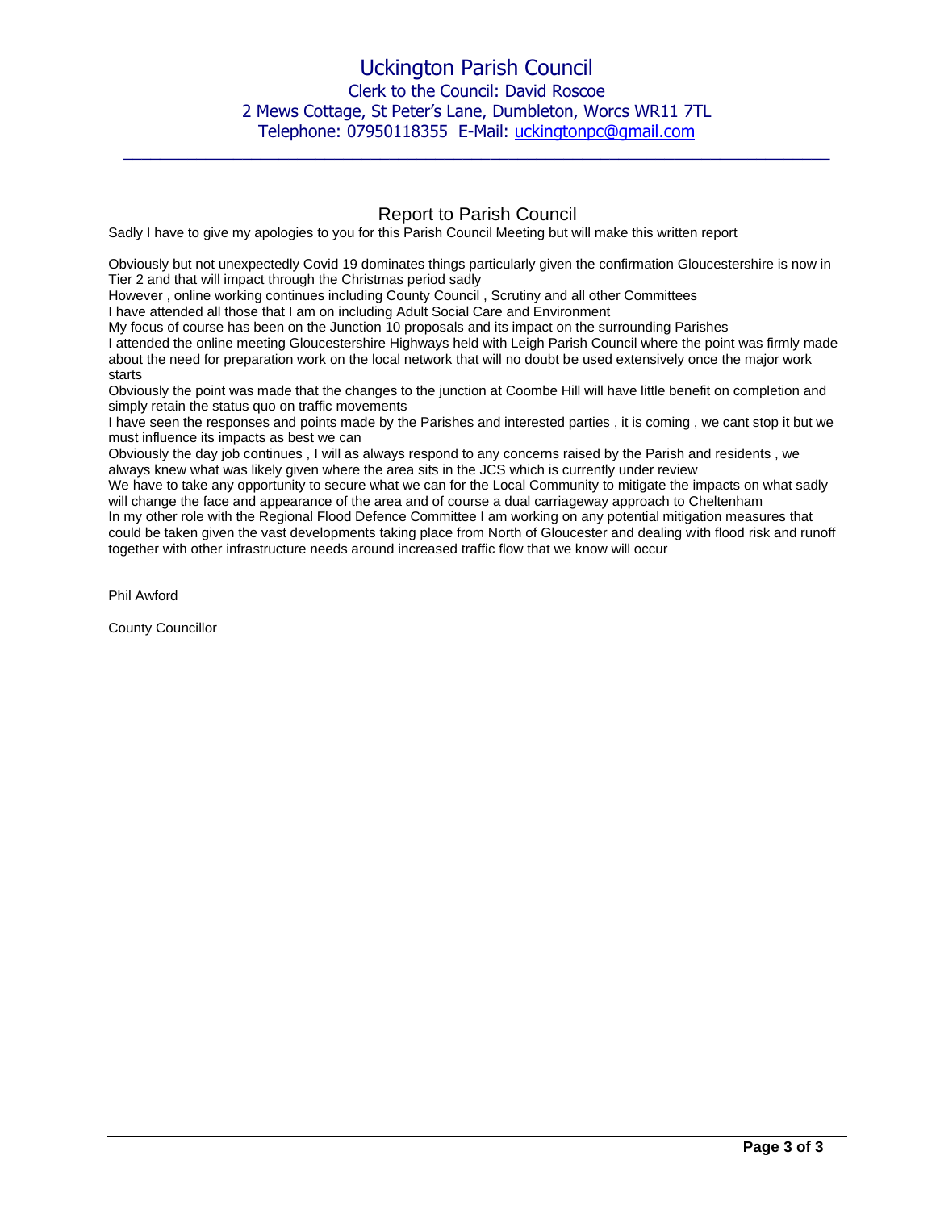# Uckington Parish Council

Clerk to the Council: David Roscoe
2 Mews Cottage, St Peter's Lane, Dumbleton, Worcs WR11 7TL
Telephone: 07950118355 E-Mail: uckingtonpc@gmail.com

---

## Report to Parish Council

Sadly I have to give my apologies to you for this Parish Council Meeting but will make this written report

Obviously but not unexpectedly Covid 19 dominates things particularly given the confirmation Gloucestershire is now in Tier 2 and that will impact through the Christmas period sadly
However , online working continues including County Council , Scrutiny and all other Committees
I have attended all those that I am on including Adult Social Care and Environment
My focus of course has been on the Junction 10 proposals and its impact on the surrounding Parishes
I attended the online meeting Gloucestershire Highways held with Leigh Parish Council where the point was firmly made about the need for preparation work on the local network that will no doubt be used extensively once the major work starts
Obviously the point was made that the changes to the junction at Coombe Hill will have little benefit on completion and simply retain the status quo on traffic movements
I have seen the responses and points made by the Parishes and interested parties , it is coming , we cant stop it but we must influence its impacts as best we can
Obviously the day job continues , I will as always respond to any concerns raised by the Parish and residents , we always knew what was likely given where the area sits in the JCS which is currently under review
We have to take any opportunity to secure what we can for the Local Community to mitigate the impacts on what sadly will change the face and appearance of the area and of course a dual carriageway approach to Cheltenham
In my other role with the Regional Flood Defence Committee I am working on any potential mitigation measures that could be taken given the vast developments taking place from North of Gloucester and dealing with flood risk and runoff together with other infrastructure needs around increased traffic flow that we know will occur

Phil Awford

County Councillor